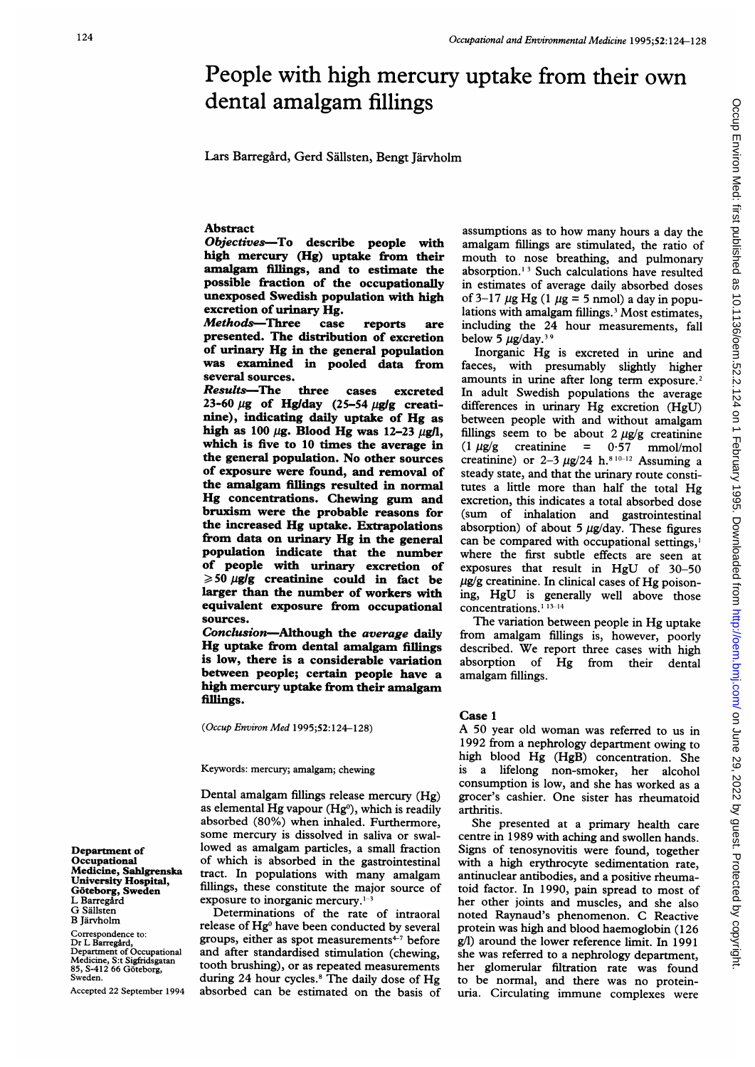# People with high mercury uptake from their own dental amalgam fillings

Lars Barregård, Gerd Sällsten, Bengt Järvholm

## Abstract

**Objectives—To describe people with high mercury (Hg) uptake from their amalgam fillings, and to estimate the possible fraction of the occupationally unexposed Swedish population with high excretion of urinary Hg.**

**Methods—Three case reports are presented. The distribution of excretion of urinary Hg in the general population was examined in pooled data from several sources.**

**Results—The three cases excreted 23–60 µg of Hg/day (25–54 µg/g creatinine), indicating daily uptake of Hg as high as 100 µg. Blood Hg was 12–23 µg/l, which is five to 10 times the average in the general population. No other sources of exposure were found, and removal of the amalgam fillings resulted in normal Hg concentrations. Chewing gum and bruxism were the probable reasons for the increased Hg uptake. Extrapolations from data on urinary Hg in the general population indicate that the number of people with urinary excretion of ≥50 µg/g creatinine could in fact be larger than the number of workers with equivalent exposure from occupational sources.**

**Conclusion—Although the *average* daily Hg uptake from dental amalgam fillings is low, there is a considerable variation between people; certain people have a high mercury uptake from their amalgam fillings.**

(*Occup Environ Med* 1995;52:124–128)

Keywords: mercury; amalgam; chewing

Department of Occupational Medicine, Sahlgrenska University Hospital, Göteborg, Sweden
L Barregård
G Sällsten
B Järvholm

Correspondence to: Dr L Barregård, Department of Occupational Medicine, S:t Sigfridsgatan 85, S-412 66 Göteborg, Sweden.

Accepted 22 September 1994

Dental amalgam fillings release mercury (Hg) as elemental Hg vapour ($Hg^0$), which is readily absorbed (80%) when inhaled. Furthermore, some mercury is dissolved in saliva or swallowed as amalgam particles, a small fraction of which is absorbed in the gastrointestinal tract. In populations with many amalgam fillings, these constitute the major source of exposure to inorganic mercury.[1–3]

Determinations of the rate of intraoral release of $Hg^0$ have been conducted by several groups, either as spot measurements[4–7] before and after standardised stimulation (chewing, tooth brushing), or as repeated measurements during 24 hour cycles.[8] The daily dose of Hg absorbed can be estimated on the basis of assumptions as to how many hours a day the amalgam fillings are stimulated, the ratio of mouth to nose breathing, and pulmonary absorption.[1,3] Such calculations have resulted in estimates of average daily absorbed doses of 3–17 µg Hg (1 µg = 5 nmol) a day in populations with amalgam fillings.[3] Most estimates, including the 24 hour measurements, fall below 5 µg/day.[3,9]

Inorganic Hg is excreted in urine and faeces, with presumably slightly higher amounts in urine after long term exposure.[2] In adult Swedish populations the average differences in urinary Hg excretion (HgU) between people with and without amalgam fillings seem to be about 2 µg/g creatinine (1 µg/g creatinine = 0·57 mmol/mol creatinine) or 2–3 µg/24 h.[8,10–12] Assuming a steady state, and that the urinary route constitutes a little more than half the total Hg excretion, this indicates a total absorbed dose (sum of inhalation and gastrointestinal absorption) of about 5 µg/day. These figures can be compared with occupational settings,[1] where the first subtle effects are seen at exposures that result in HgU of 30–50 µg/g creatinine. In clinical cases of Hg poisoning, HgU is generally well above those concentrations.[1,13–14]

The variation between people in Hg uptake from amalgam fillings is, however, poorly described. We report three cases with high absorption of Hg from their dental amalgam fillings.

## Case 1

A 50 year old woman was referred to us in 1992 from a nephrology department owing to high blood Hg (HgB) concentration. She is a lifelong non-smoker, her alcohol consumption is low, and she has worked as a grocer's cashier. One sister has rheumatoid arthritis.

She presented at a primary health care centre in 1989 with aching and swollen hands. Signs of tenosynovitis were found, together with a high erythrocyte sedimentation rate, antinuclear antibodies, and a positive rheumatoid factor. In 1990, pain spread to most of her other joints and muscles, and she also noted Raynaud's phenomenon. C Reactive protein was high and blood haemoglobin (126 g/l) around the lower reference limit. In 1991 she was referred to a nephrology department, her glomerular filtration rate was found to be normal, and there was no proteinuria. Circulating immune complexes were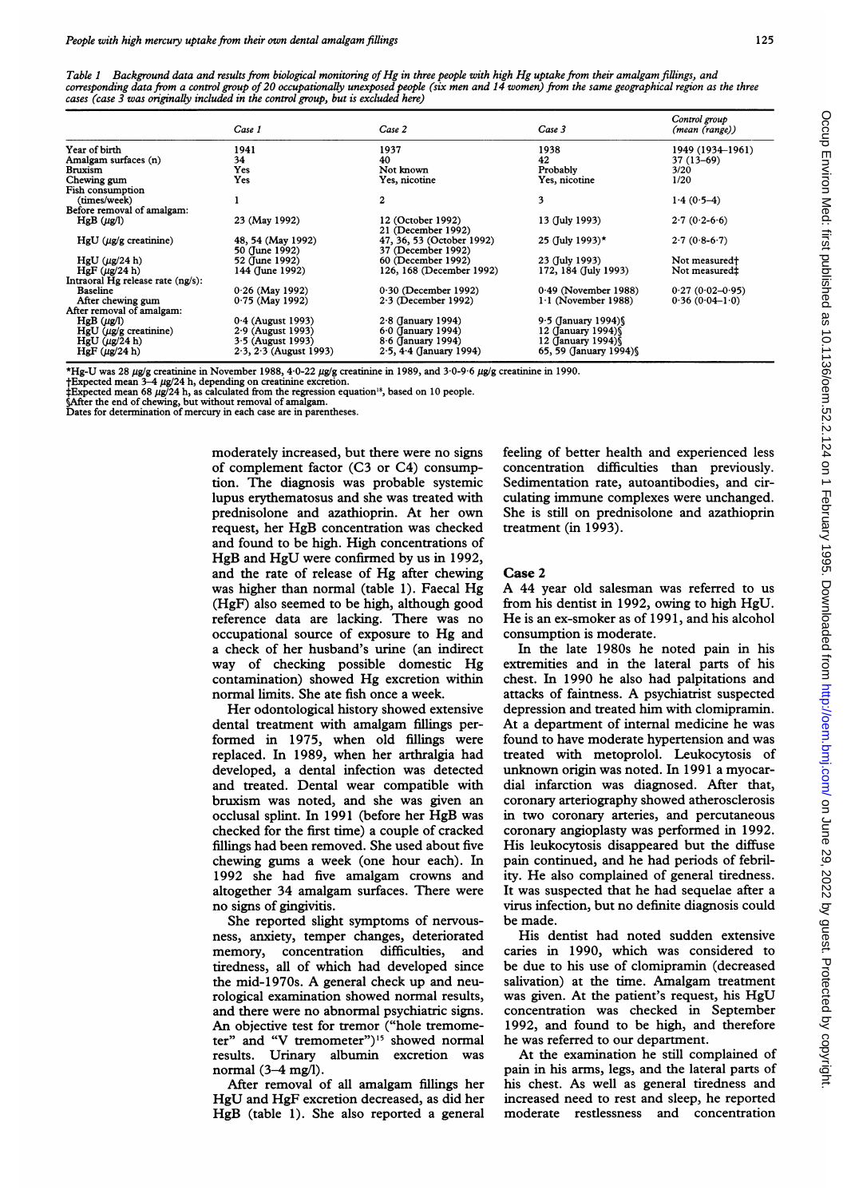Table 1 Background data and results from biological monitoring of Hg in three people with high Hg uptake from their amalgam fillings, and corresponding data from a control group of 20 occupationally unexposed people (six men and 14 women) from the same geographical region as the three cases (case 3 was originally included in the control group, but is excluded here)

| | Case 1 | Case 2 | Case 3 | Control group (mean (range)) |
|---|---|---|---|---|
| Year of birth | 1941 | 1937 | 1938 | 1949 (1934–1961) |
| Amalgam surfaces (n) | 34 | 40 | 42 | 37 (13–69) |
| Bruxism | Yes | Not known | Probably | 3/20 |
| Chewing gum | Yes | Yes, nicotine | Yes, nicotine | 1/20 |
| Fish consumption (times/week) | 1 | 2 | 3 | 1·4 (0·5–4) |
| Before removal of amalgam: | | | | |
| HgB (μg/l) | 23 (May 1992) | 12 (October 1992) 21 (December 1992) | 13 (July 1993) | 2·7 (0·2–6·6) |
| HgU (μg/g creatinine) | 48, 54 (May 1992) 50 (June 1992) | 47, 36, 53 (October 1992) 37 (December 1992) | 25 (July 1993)* | 2·7 (0·8–6·7) |
| HgU (μg/24 h) | 52 (June 1992) | 60 (December 1992) | 23 (July 1993) | Not measured† |
| HgF (μg/24 h) | 144 (June 1992) | 126, 168 (December 1992) | 172, 184 (July 1993) | Not measured‡ |
| Intraoral Hg release rate (ng/s): | | | | |
| Baseline | 0·26 (May 1992) | 0·30 (December 1992) | 0·49 (November 1988) | 0·27 (0·02–0·95) |
| After chewing gum | 0·75 (May 1992) | 2·3 (December 1992) | 1·1 (November 1988) | 0·36 (0·04–1·0) |
| After removal of amalgam: | | | | |
| HgB (μg/l) | 0·4 (August 1993) | 2·8 (January 1994) | 9·5 (January 1994)§ | |
| HgU (μg/g creatinine) | 2·9 (August 1993) | 6·0 (January 1994) | 12 (January 1994)§ | |
| HgU (μg/24 h) | 3·5 (August 1993) | 8·6 (January 1994) | 12 (January 1994)§ | |
| HgF (μg/24 h) | 2·3, 2·3 (August 1993) | 2·5, 4·4 (January 1994) | 65, 59 (January 1994)§ | |

*Hg-U was 28 μg/g creatinine in November 1988, 4·0-22 μg/g creatinine in 1989, and 3·0-9·6 μg/g creatinine in 1990.
†Expected mean 3–4 μg/24 h, depending on creatinine excretion.
‡Expected mean 68 μg/24 h, as calculated from the regression equation[16], based on 10 people.
§After the end of chewing, but without removal of amalgam.
Dates for determination of mercury in each case are in parentheses.

moderately increased, but there were no signs of complement factor (C3 or C4) consumption. The diagnosis was probable systemic lupus erythematosus and she was treated with prednisolone and azathioprin. At her own request, her HgB concentration was checked and found to be high. High concentrations of HgB and HgU were confirmed by us in 1992, and the rate of release of Hg after chewing was higher than normal (table 1). Faecal Hg (HgF) also seemed to be high, although good reference data are lacking. There was no occupational source of exposure to Hg and a check of her husband's urine (an indirect way of checking possible domestic Hg contamination) showed Hg excretion within normal limits. She ate fish once a week.

Her odontological history showed extensive dental treatment with amalgam fillings performed in 1975, when old fillings were replaced. In 1989, when her arthralgia had developed, a dental infection was detected and treated. Dental wear compatible with bruxism was noted, and she was given an occlusal splint. In 1991 (before her HgB was checked for the first time) a couple of cracked fillings had been removed. She used about five chewing gums a week (one hour each). In 1992 she had five amalgam crowns and altogether 34 amalgam surfaces. There were no signs of gingivitis.

She reported slight symptoms of nervousness, anxiety, temper changes, deteriorated memory, concentration difficulties, and tiredness, all of which had developed since the mid-1970s. A general check up and neurological examination showed normal results, and there were no abnormal psychiatric signs. An objective test for tremor ("hole tremometer" and "V tremometer")[15] showed normal results. Urinary albumin excretion was normal (3–4 mg/l).

After removal of all amalgam fillings her HgU and HgF excretion decreased, as did her HgB (table 1). She also reported a general feeling of better health and experienced less concentration difficulties than previously. Sedimentation rate, autoantibodies, and circulating immune complexes were unchanged. She is still on prednisolone and azathioprin treatment (in 1993).

## Case 2

A 44 year old salesman was referred to us from his dentist in 1992, owing to high HgU. He is an ex-smoker as of 1991, and his alcohol consumption is moderate.

In the late 1980s he noted pain in his extremities and in the lateral parts of his chest. In 1990 he also had palpitations and attacks of faintness. A psychiatrist suspected depression and treated him with clomipramin. At a department of internal medicine he was found to have moderate hypertension and was treated with metoprolol. Leukocytosis of unknown origin was noted. In 1991 a myocardial infarction was diagnosed. After that, coronary arteriography showed atherosclerosis in two coronary arteries, and percutaneous coronary angioplasty was performed in 1992. His leukocytosis disappeared but the diffuse pain continued, and he had periods of febrility. He also complained of general tiredness. It was suspected that he had sequelae after a virus infection, but no definite diagnosis could be made.

His dentist had noted sudden extensive caries in 1990, which was considered to be due to his use of clomipramin (decreased salivation) at the time. Amalgam treatment was given. At the patient's request, his HgU concentration was checked in September 1992, and found to be high, and therefore he was referred to our department.

At the examination he still complained of pain in his arms, legs, and the lateral parts of his chest. As well as general tiredness and increased need to rest and sleep, he reported moderate restlessness and concentration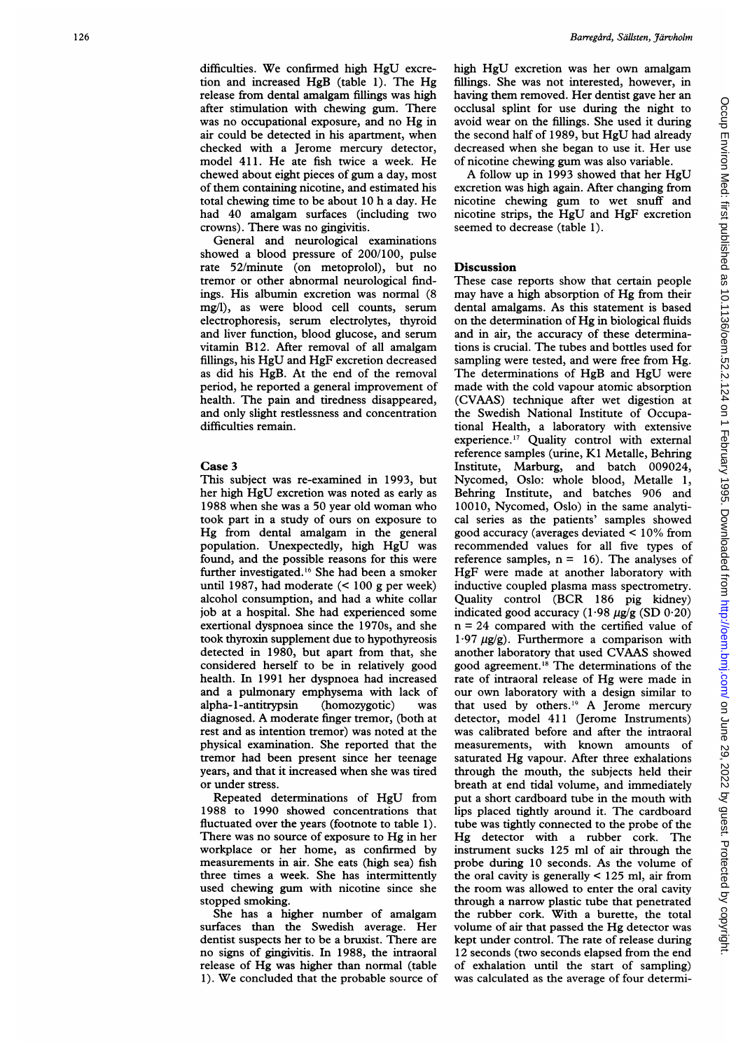difficulties. We confirmed high HgU excretion and increased HgB (table 1). The Hg release from dental amalgam fillings was high after stimulation with chewing gum. There was no occupational exposure, and no Hg in air could be detected in his apartment, when checked with a Jerome mercury detector, model 411. He ate fish twice a week. He chewed about eight pieces of gum a day, most of them containing nicotine, and estimated his total chewing time to be about 10 h a day. He had 40 amalgam surfaces (including two crowns). There was no gingivitis.

General and neurological examinations showed a blood pressure of 200/100, pulse rate 52/minute (on metoprolol), but no tremor or other abnormal neurological findings. His albumin excretion was normal (8 mg/l), as were blood cell counts, serum electrophoresis, serum electrolytes, thyroid and liver function, blood glucose, and serum vitamin B12. After removal of all amalgam fillings, his HgU and HgF excretion decreased as did his HgB. At the end of the removal period, he reported a general improvement of health. The pain and tiredness disappeared, and only slight restlessness and concentration difficulties remain.

### Case 3

This subject was re-examined in 1993, but her high HgU excretion was noted as early as 1988 when she was a 50 year old woman who took part in a study of ours on exposure to Hg from dental amalgam in the general population. Unexpectedly, high HgU was found, and the possible reasons for this were further investigated.[16] She had been a smoker until 1987, had moderate (< 100 g per week) alcohol consumption, and had a white collar job at a hospital. She had experienced some exertional dyspnoea since the 1970s, and she took thyroxin supplement due to hypothyreosis detected in 1980, but apart from that, she considered herself to be in relatively good health. In 1991 her dyspnoea had increased and a pulmonary emphysema with lack of alpha-1-antitrypsin (homozygotic) was diagnosed. A moderate finger tremor, (both at rest and as intention tremor) was noted at the physical examination. She reported that the tremor had been present since her teenage years, and that it increased when she was tired or under stress.

Repeated determinations of HgU from 1988 to 1990 showed concentrations that fluctuated over the years (footnote to table 1). There was no source of exposure to Hg in her workplace or her home, as confirmed by measurements in air. She eats (high sea) fish three times a week. She has intermittently used chewing gum with nicotine since she stopped smoking.

She has a higher number of amalgam surfaces than the Swedish average. Her dentist suspects her to be a bruxist. There are no signs of gingivitis. In 1988, the intraoral release of Hg was higher than normal (table 1). We concluded that the probable source of high HgU excretion was her own amalgam fillings. She was not interested, however, in having them removed. Her dentist gave her an occlusal splint for use during the night to avoid wear on the fillings. She used it during the second half of 1989, but HgU had already decreased when she began to use it. Her use of nicotine chewing gum was also variable.

A follow up in 1993 showed that her HgU excretion was high again. After changing from nicotine chewing gum to wet snuff and nicotine strips, the HgU and HgF excretion seemed to decrease (table 1).

## Discussion

These case reports show that certain people may have a high absorption of Hg from their dental amalgams. As this statement is based on the determination of Hg in biological fluids and in air, the accuracy of these determinations is crucial. The tubes and bottles used for sampling were tested, and were free from Hg. The determinations of HgB and HgU were made with the cold vapour atomic absorption (CVAAS) technique after wet digestion at the Swedish National Institute of Occupational Health, a laboratory with extensive experience.[17] Quality control with external reference samples (urine, K1 Metalle, Behring Institute, Marburg, and batch 009024, Nycomed, Oslo: whole blood, Metalle 1, Behring Institute, and batches 906 and 10010, Nycomed, Oslo) in the same analytical series as the patients' samples showed good accuracy (averages deviated < 10% from recommended values for all five types of reference samples, n = 16). The analyses of HgF were made at another laboratory with inductive coupled plasma mass spectrometry. Quality control (BCR 186 pig kidney) indicated good accuracy (1·98 $\mu$g/g (SD 0·20) n = 24 compared with the certified value of 1·97 $\mu$g/g). Furthermore a comparison with another laboratory that used CVAAS showed good agreement.[18] The determinations of the rate of intraoral release of Hg were made in our own laboratory with a design similar to that used by others.[19] A Jerome mercury detector, model 411 (Jerome Instruments) was calibrated before and after the intraoral measurements, with known amounts of saturated Hg vapour. After three exhalations through the mouth, the subjects held their breath at end tidal volume, and immediately put a short cardboard tube in the mouth with lips placed tightly around it. The cardboard tube was tightly connected to the probe of the Hg detector with a rubber cork. The instrument sucks 125 ml of air through the probe during 10 seconds. As the volume of the oral cavity is generally < 125 ml, air from the room was allowed to enter the oral cavity through a narrow plastic tube that penetrated the rubber cork. With a burette, the total volume of air that passed the Hg detector was kept under control. The rate of release during 12 seconds (two seconds elapsed from the end of exhalation until the start of sampling) was calculated as the average of four determi-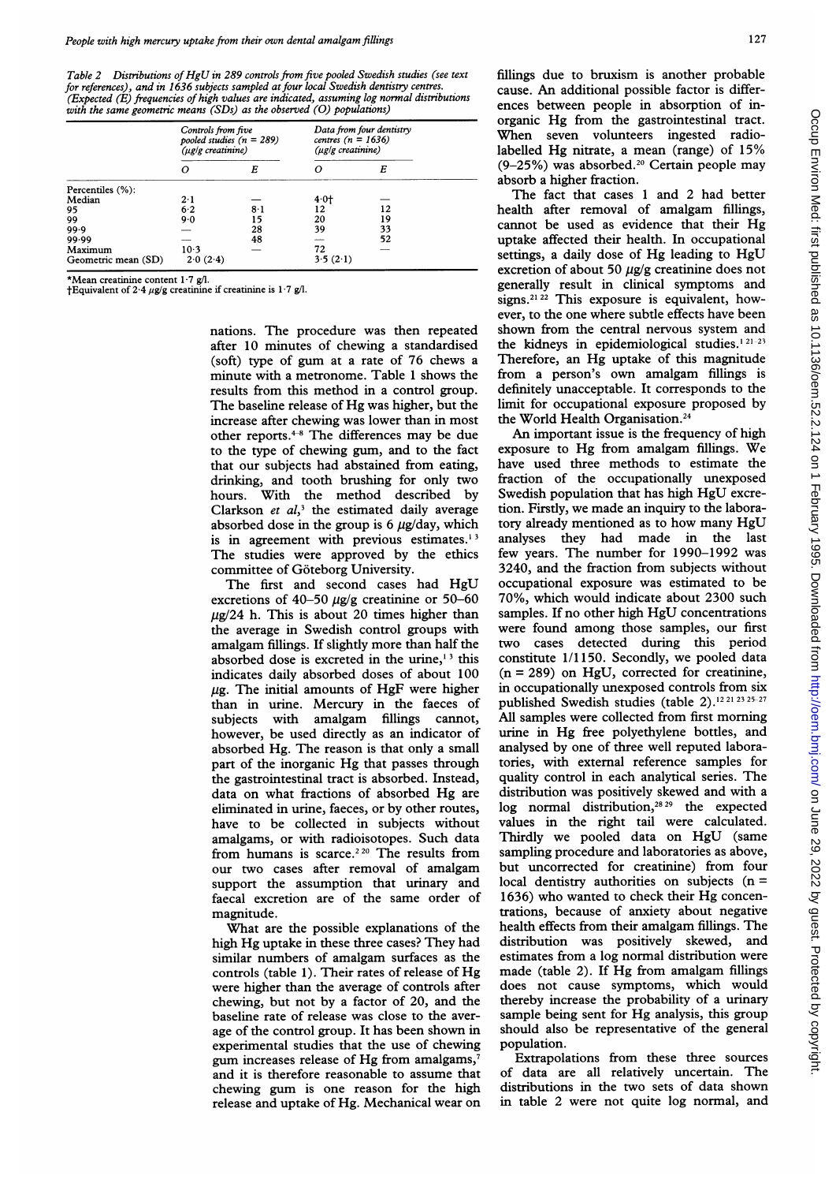Table 2 Distributions of HgU in 289 controls from five pooled Swedish studies (see text for references), and in 1636 subjects sampled at four local Swedish dentistry centres. (Expected (E) frequencies of high values are indicated, assuming log normal distributions with the same geometric means (SDs) as the observed (O) populations)

| | Controls from five pooled studies (n = 289) (µg/g creatinine) | | Data from four dentistry centres (n = 1636) (µg/g creatinine) | |
|---|---|---|---|---|
| | O | E | O | E |
| Percentiles (%): | | | | |
| Median | 2·1 | — | 4·0† | — |
| 95 | 6·2 | 8·1 | 12 | 12 |
| 99 | 9·0 | 15 | 20 | 19 |
| 99·9 | — | 28 | 39 | 33 |
| 99·99 | — | 48 | — | 52 |
| Maximum | 10·3 | — | 72 | — |
| Geometric mean (SD) | 2·0 (2·4) | | 3·5 (2·1) | |

*Mean creatinine content 1·7 g/l.
†Equivalent of 2·4 µg/g creatinine if creatinine is 1·7 g/l.

nations. The procedure was then repeated after 10 minutes of chewing a standardised (soft) type of gum at a rate of 76 chews a minute with a metronome. Table 1 shows the results from this method in a control group. The baseline release of Hg was higher, but the increase after chewing was lower than in most other reports.[4-8] The differences may be due to the type of chewing gum, and to the fact that our subjects had abstained from eating, drinking, and tooth brushing for only two hours. With the method described by Clarkson *et al*,[3] the estimated daily average absorbed dose in the group is 6 µg/day, which is in agreement with previous estimates.[1 3] The studies were approved by the ethics committee of Göteborg University.

The first and second cases had HgU excretions of 40–50 µg/g creatinine or 50–60 µg/24 h. This is about 20 times higher than the average in Swedish control groups with amalgam fillings. If slightly more than half the absorbed dose is excreted in the urine,[1 3] this indicates daily absorbed doses of about 100 µg. The initial amounts of HgF were higher than in urine. Mercury in the faeces of subjects with amalgam fillings cannot, however, be used directly as an indicator of absorbed Hg. The reason is that only a small part of the inorganic Hg that passes through the gastrointestinal tract is absorbed. Instead, data on what fractions of absorbed Hg are eliminated in urine, faeces, or by other routes, have to be collected in subjects without amalgams, or with radioisotopes. Such data from humans is scarce.[2 20] The results from our two cases after removal of amalgam support the assumption that urinary and faecal excretion are of the same order of magnitude.

What are the possible explanations of the high Hg uptake in these three cases? They had similar numbers of amalgam surfaces as the controls (table 1). Their rates of release of Hg were higher than the average of controls after chewing, but not by a factor of 20, and the baseline rate of release was close to the average of the control group. It has been shown in experimental studies that the use of chewing gum increases release of Hg from amalgams,[7] and it is therefore reasonable to assume that chewing gum is one reason for the high release and uptake of Hg. Mechanical wear on fillings due to bruxism is another probable cause. An additional possible factor is differences between people in absorption of inorganic Hg from the gastrointestinal tract. When seven volunteers ingested radiolabelled Hg nitrate, a mean (range) of 15% (9–25%) was absorbed.[20] Certain people may absorb a higher fraction.

The fact that cases 1 and 2 had better health after removal of amalgam fillings, cannot be used as evidence that their Hg uptake affected their health. In occupational settings, a daily dose of Hg leading to HgU excretion of about 50 µg/g creatinine does not generally result in clinical symptoms and signs.[21 22] This exposure is equivalent, however, to the one where subtle effects have been shown from the central nervous system and the kidneys in epidemiological studies.[1 21-23] Therefore, an Hg uptake of this magnitude from a person's own amalgam fillings is definitely unacceptable. It corresponds to the limit for occupational exposure proposed by the World Health Organisation.[24]

An important issue is the frequency of high exposure to Hg from amalgam fillings. We have used three methods to estimate the fraction of the occupationally unexposed Swedish population that has high HgU excretion. Firstly, we made an inquiry to the laboratory already mentioned as to how many HgU analyses they had made in the last few years. The number for 1990–1992 was 3240, and the fraction from subjects without occupational exposure was estimated to be 70%, which would indicate about 2300 such samples. If no other high HgU concentrations were found among those samples, our first two cases detected during this period constitute 1/1150. Secondly, we pooled data (n = 289) on HgU, corrected for creatinine, in occupationally unexposed controls from six published Swedish studies (table 2).[12 21 23 25-27] All samples were collected from first morning urine in Hg free polyethylene bottles, and analysed by one of three well reputed laboratories, with external reference samples for quality control in each analytical series. The distribution was positively skewed and with a log normal distribution,[28 29] the expected values in the right tail were calculated. Thirdly we pooled data on HgU (same sampling procedure and laboratories as above, but uncorrected for creatinine) from four local dentistry authorities on subjects (n = 1636) who wanted to check their Hg concentrations, because of anxiety about negative health effects from their amalgam fillings. The distribution was positively skewed, and estimates from a log normal distribution were made (table 2). If Hg from amalgam fillings does not cause symptoms, which would thereby increase the probability of a urinary sample being sent for Hg analysis, this group should also be representative of the general population.

Extrapolations from these three sources of data are all relatively uncertain. The distributions in the two sets of data shown in table 2 were not quite log normal, and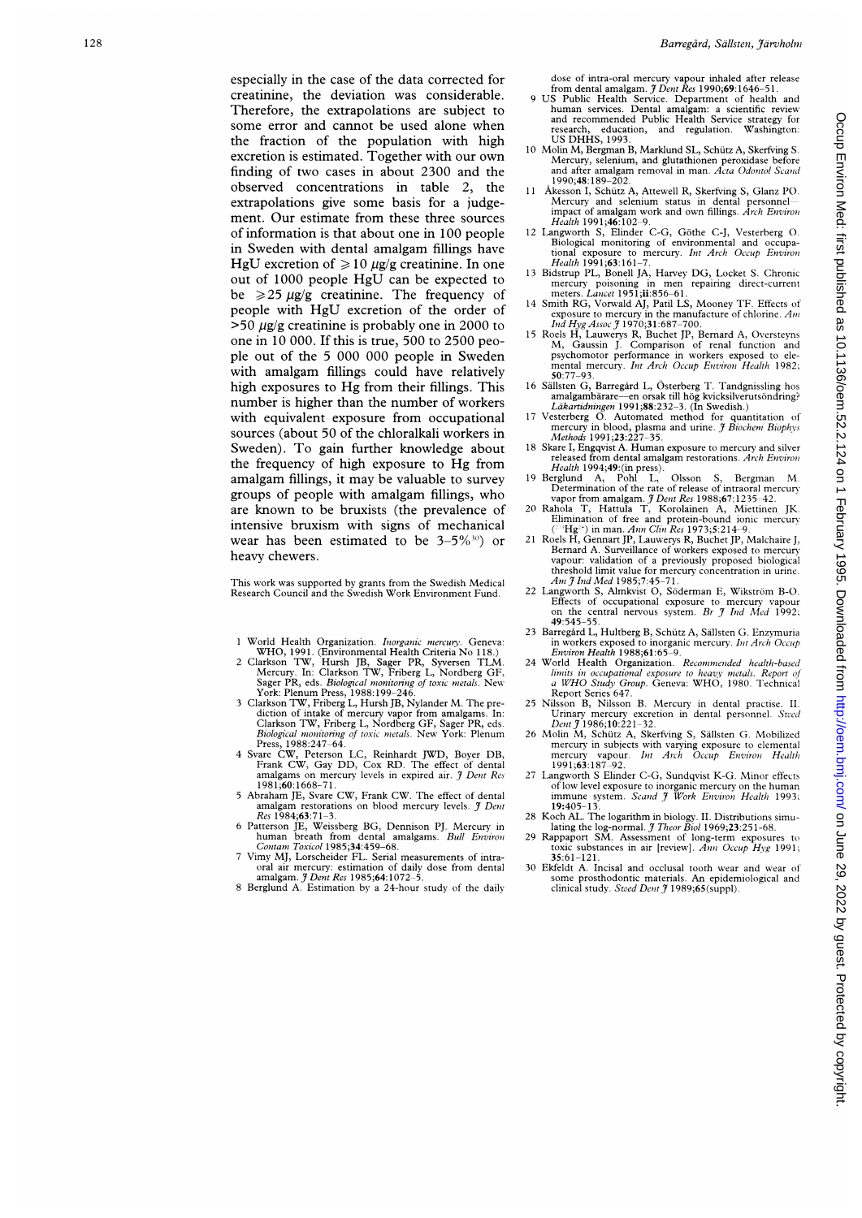especially in the case of the data corrected for creatinine, the deviation was considerable. Therefore, the extrapolations are subject to some error and cannot be used alone when the fraction of the population with high excretion is estimated. Together with our own finding of two cases in about 2300 and the observed concentrations in table 2, the extrapolations give some basis for a judgement. Our estimate from these three sources of information is that about one in 100 people in Sweden with dental amalgam fillings have HgU excretion of $\geqslant 10$ $\mu g/g$ creatinine. In one out of 1000 people HgU can be expected to be $\geqslant 25$ $\mu g/g$ creatinine. The frequency of people with HgU excretion of the order of $>50$ $\mu g/g$ creatinine is probably one in 10 000. If this is true, 500 to 2500 people out of the 5 000 000 people in Sweden with amalgam fillings could have relatively high exposures to Hg from their fillings. This number is higher than the number of workers with equivalent exposure from occupational sources (about 50 of the chloralkali workers in Sweden). To gain further knowledge about the frequency of high exposure to Hg from amalgam fillings, it may be valuable to survey groups of people with amalgam fillings, who are known to be bruxists (the prevalence of intensive bruxism with signs of mechanical wear has been estimated to be 3–5%[30]) or heavy chewers.

This work was supported by grants from the Swedish Medical Research Council and the Swedish Work Environment Fund.

1. World Health Organization. *Inorganic mercury*. Geneva: WHO, 1991. (Environmental Health Criteria No 118.)
2. Clarkson TW, Hursh JB, Sager PR, Syversen TLM. Mercury. In: Clarkson TW, Friberg L, Nordberg GF, Sager PR, eds. *Biological monitoring of toxic metals*. New York: Plenum Press, 1988:199–246.
3. Clarkson TW, Friberg L, Hursh JB, Nylander M. The prediction of intake of mercury vapor from amalgams. In: Clarkson TW, Friberg L, Nordberg GF, Sager PR, eds. *Biological monitoring of toxic metals*. New York: Plenum Press, 1988:247–64.
4. Svare CW, Peterson LC, Reinhardt JWD, Boyer DB, Frank CW, Gay DD, Cox RD. The effect of dental amalgams on mercury levels in expired air. *J Dent Res* 1981;**60**:1668–71.
5. Abraham JE, Svare CW, Frank CW. The effect of dental amalgam restorations on blood mercury levels. *J Dent Res* 1984;**63**:71–3.
6. Patterson JE, Weissberg BG, Dennison PJ. Mercury in human breath from dental amalgams. *Bull Environ Contam Toxicol* 1985;**34**:459–68.
7. Vimy MJ, Lorscheider FL. Serial measurements of intra-oral air mercury: estimation of daily dose from dental amalgam. *J Dent Res* 1985;**64**:1072–5.
8. Berglund A. Estimation by a 24-hour study of the daily dose of intra-oral mercury vapour inhaled after release from dental amalgam. *J Dent Res* 1990;**69**:1646–51.
9. US Public Health Service. Department of health and human services. Dental amalgam: a scientific review and recommended Public Health Service strategy for research, education, and regulation. Washington: US DHHS, 1993.
10. Molin M, Bergman B, Marklund SL, Schütz A, Skerfving S. Mercury, selenium, and glutathionen peroxidase before and after amalgam removal in man. *Acta Odontol Scand* 1990;**48**:189–202.
11. Åkesson I, Schütz A, Attewell R, Skerfving S, Glanz PO. Mercury and selenium status in dental personnel—impact of amalgam work and own fillings. *Arch Environ Health* 1991;**46**:102–9.
12. Langworth S, Elinder C-G, Göthe C-J, Vesterberg O. Biological monitoring of environmental and occupational exposure to mercury. *Int Arch Occup Environ Health* 1991;**63**:161–7.
13. Bidstrup PL, Bonell JA, Harvey DG, Locket S. Chronic mercury poisoning in men repairing direct-current meters. *Lancet* 1951;**ii**:856–61.
14. Smith RG, Vorwald AJ, Patil LS, Mooney TF. Effects of exposure to mercury in the manufacture of chlorine. *Am Ind Hyg Assoc J* 1970;**31**:687–700.
15. Roels H, Lauwerys R, Buchet JP, Bernard A, Oversteyns M, Gaussin J. Comparison of renal function and psychomotor performance in workers exposed to elemental mercury. *Int Arch Occup Environ Health* 1982; **50**:77–93.
16. Sällsten G, Barregård L, Österberg T. Tandgnissling hos amalgambärare—en orsak till hög kvicksilverutsöndring? *Läkartidningen* 1991;**88**:232–3. (In Swedish.)
17. Vesterberg O. Automated method for quantitation of mercury in blood, plasma and urine. *J Biochem Biophys Methods* 1991;**23**:227–35.
18. Skare I, Engqvist A. Human exposure to mercury and silver released from dental amalgam restorations. *Arch Environ Health* 1994;**49**:(in press).
19. Berglund A, Pohl L, Olsson S, Bergman M. Determination of the rate of release of intraoral mercury vapor from amalgam. *J Dent Res* 1988;**67**:1235–42.
20. Rahola T, Hattula T, Korolainen A, Miettinen JK. Elimination of free and protein-bound ionic mercury ($^{203}Hg^{2+}$) in man. *Ann Clin Res* 1973;**5**:214–9.
21. Roels H, Gennart JP, Lauwerys R, Buchet JP, Malchaire J, Bernard A. Surveillance of workers exposed to mercury vapour: validation of a previously proposed biological threshold limit value for mercury concentration in urine. *Am J Ind Med* 1985;**7**:45–71.
22. Langworth S, Almkvist O, Söderman E, Wikström B-O. Effects of occupational exposure to mercury vapour on the central nervous system. *Br J Ind Med* 1992; **49**:545–55.
23. Barregård L, Hultberg B, Schütz A, Sällsten G. Enzymuria in workers exposed to inorganic mercury. *Int Arch Occup Environ Health* 1988;**61**:65–9.
24. World Health Organization. *Recommended health-based limits in occupational exposure to heavy metals. Report of a WHO Study Group*. Geneva: WHO, 1980. Technical Report Series 647.
25. Nilsson B, Nilsson B. Mercury in dental practise. II. Urinary mercury excretion in dental personnel. *Swed Dent J* 1986;**10**:221–32.
26. Molin M, Schütz A, Skerfving S, Sällsten G. Mobilized mercury in subjects with varying exposure to elemental mercury vapour. *Int Arch Occup Environ Health* 1991;**63**:187–92.
27. Langworth S Elinder C-G, Sundqvist K-G. Minor effects of low level exposure to inorganic mercury on the human immune system. *Scand J Work Environ Health* 1993; **19**:405–13.
28. Koch AL. The logarithm in biology. II. Distributions simulating the log-normal. *J Theor Biol* 1969;**23**:251–68.
29. Rappaport SM. Assessment of long-term exposures to toxic substances in air [review]. *Ann Occup Hyg* 1991; **35**:61–121.
30. Ekfeldt A. Incisal and occlusal tooth wear and wear of some prosthodontic materials. An epidemiological and clinical study. *Swed Dent J* 1989;**65**(suppl).